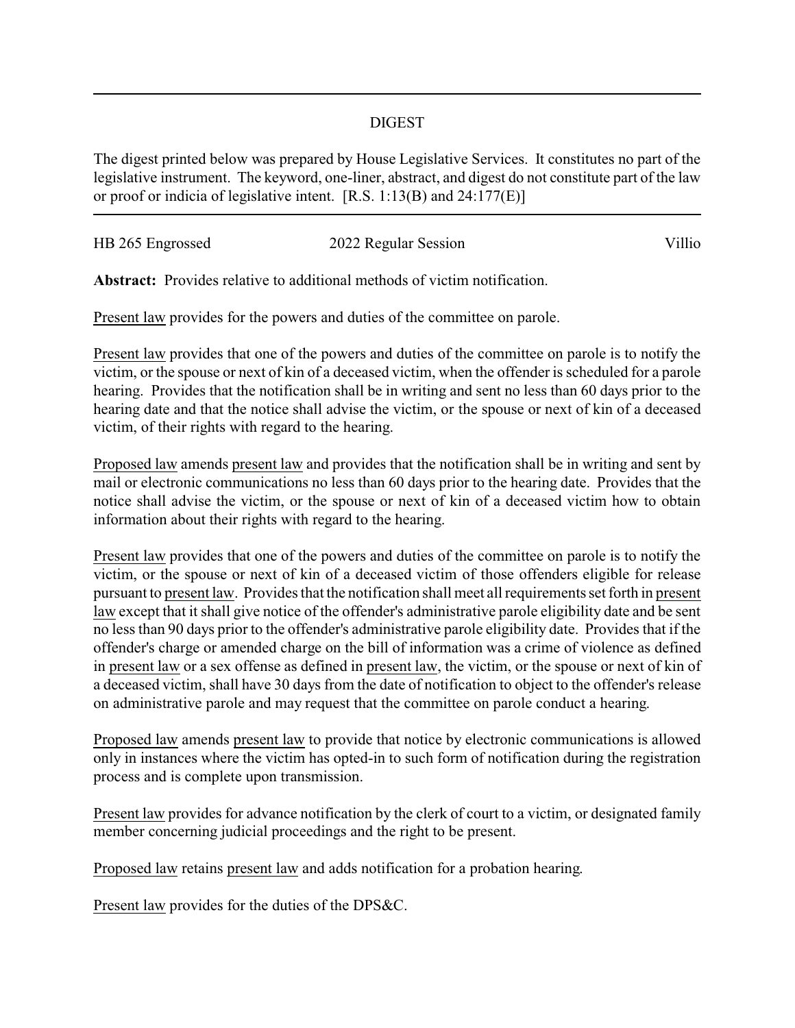# DIGEST

The digest printed below was prepared by House Legislative Services. It constitutes no part of the legislative instrument. The keyword, one-liner, abstract, and digest do not constitute part of the law or proof or indicia of legislative intent. [R.S. 1:13(B) and 24:177(E)]

---

HB 265 Engrossed | 2022 Regular Session | Villio

**Abstract:** Provides relative to additional methods of victim notification.

Present law provides for the powers and duties of the committee on parole.

Present law provides that one of the powers and duties of the committee on parole is to notify the victim, or the spouse or next of kin of a deceased victim, when the offender is scheduled for a parole hearing. Provides that the notification shall be in writing and sent no less than 60 days prior to the hearing date and that the notice shall advise the victim, or the spouse or next of kin of a deceased victim, of their rights with regard to the hearing.

Proposed law amends present law and provides that the notification shall be in writing and sent by mail or electronic communications no less than 60 days prior to the hearing date. Provides that the notice shall advise the victim, or the spouse or next of kin of a deceased victim how to obtain information about their rights with regard to the hearing.

Present law provides that one of the powers and duties of the committee on parole is to notify the victim, or the spouse or next of kin of a deceased victim of those offenders eligible for release pursuant to present law. Provides that the notification shall meet all requirements set forth in present law except that it shall give notice of the offender's administrative parole eligibility date and be sent no less than 90 days prior to the offender's administrative parole eligibility date. Provides that if the offender's charge or amended charge on the bill of information was a crime of violence as defined in present law or a sex offense as defined in present law, the victim, or the spouse or next of kin of a deceased victim, shall have 30 days from the date of notification to object to the offender's release on administrative parole and may request that the committee on parole conduct a hearing.

Proposed law amends present law to provide that notice by electronic communications is allowed only in instances where the victim has opted-in to such form of notification during the registration process and is complete upon transmission.

Present law provides for advance notification by the clerk of court to a victim, or designated family member concerning judicial proceedings and the right to be present.

Proposed law retains present law and adds notification for a probation hearing.

Present law provides for the duties of the DPS&C.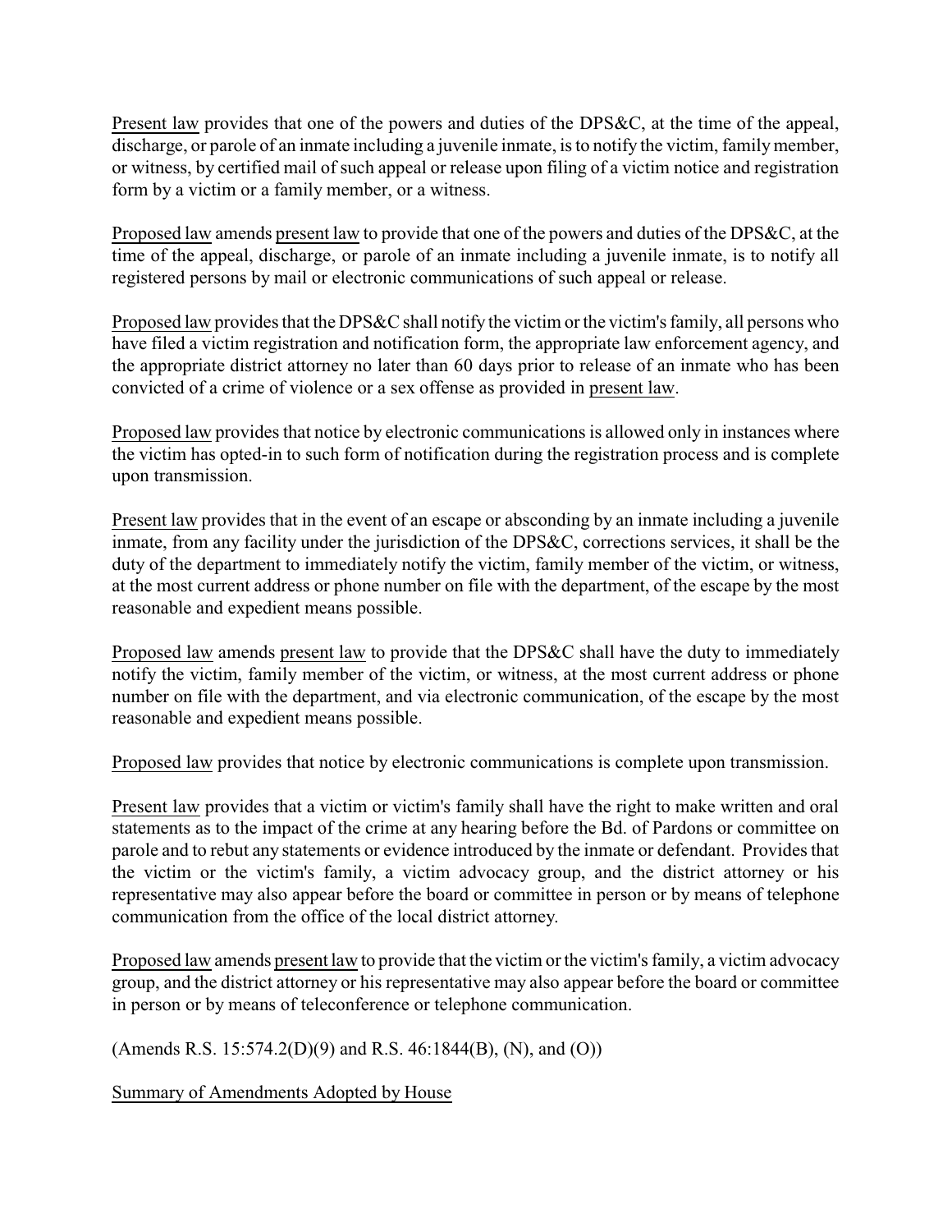<u>Present law</u> provides that one of the powers and duties of the DPS&C, at the time of the appeal, discharge, or parole of an inmate including a juvenile inmate, is to notify the victim, family member, or witness, by certified mail of such appeal or release upon filing of a victim notice and registration form by a victim or a family member, or a witness.

<u>Proposed law</u> amends <u>present law</u> to provide that one of the powers and duties of the DPS&C, at the time of the appeal, discharge, or parole of an inmate including a juvenile inmate, is to notify all registered persons by mail or electronic communications of such appeal or release.

<u>Proposed law</u> provides that the DPS&C shall notify the victim or the victim's family, all persons who have filed a victim registration and notification form, the appropriate law enforcement agency, and the appropriate district attorney no later than 60 days prior to release of an inmate who has been convicted of a crime of violence or a sex offense as provided in <u>present law</u>.

<u>Proposed law</u> provides that notice by electronic communications is allowed only in instances where the victim has opted-in to such form of notification during the registration process and is complete upon transmission.

<u>Present law</u> provides that in the event of an escape or absconding by an inmate including a juvenile inmate, from any facility under the jurisdiction of the DPS&C, corrections services, it shall be the duty of the department to immediately notify the victim, family member of the victim, or witness, at the most current address or phone number on file with the department, of the escape by the most reasonable and expedient means possible.

<u>Proposed law</u> amends <u>present law</u> to provide that the DPS&C shall have the duty to immediately notify the victim, family member of the victim, or witness, at the most current address or phone number on file with the department, and via electronic communication, of the escape by the most reasonable and expedient means possible.

<u>Proposed law</u> provides that notice by electronic communications is complete upon transmission.

<u>Present law</u> provides that a victim or victim's family shall have the right to make written and oral statements as to the impact of the crime at any hearing before the Bd. of Pardons or committee on parole and to rebut any statements or evidence introduced by the inmate or defendant. Provides that the victim or the victim's family, a victim advocacy group, and the district attorney or his representative may also appear before the board or committee in person or by means of telephone communication from the office of the local district attorney.

<u>Proposed law</u> amends <u>present law</u> to provide that the victim or the victim's family, a victim advocacy group, and the district attorney or his representative may also appear before the board or committee in person or by means of teleconference or telephone communication.

(Amends R.S. 15:574.2(D)(9) and R.S. 46:1844(B), (N), and (O))

<u>Summary of Amendments Adopted by House</u>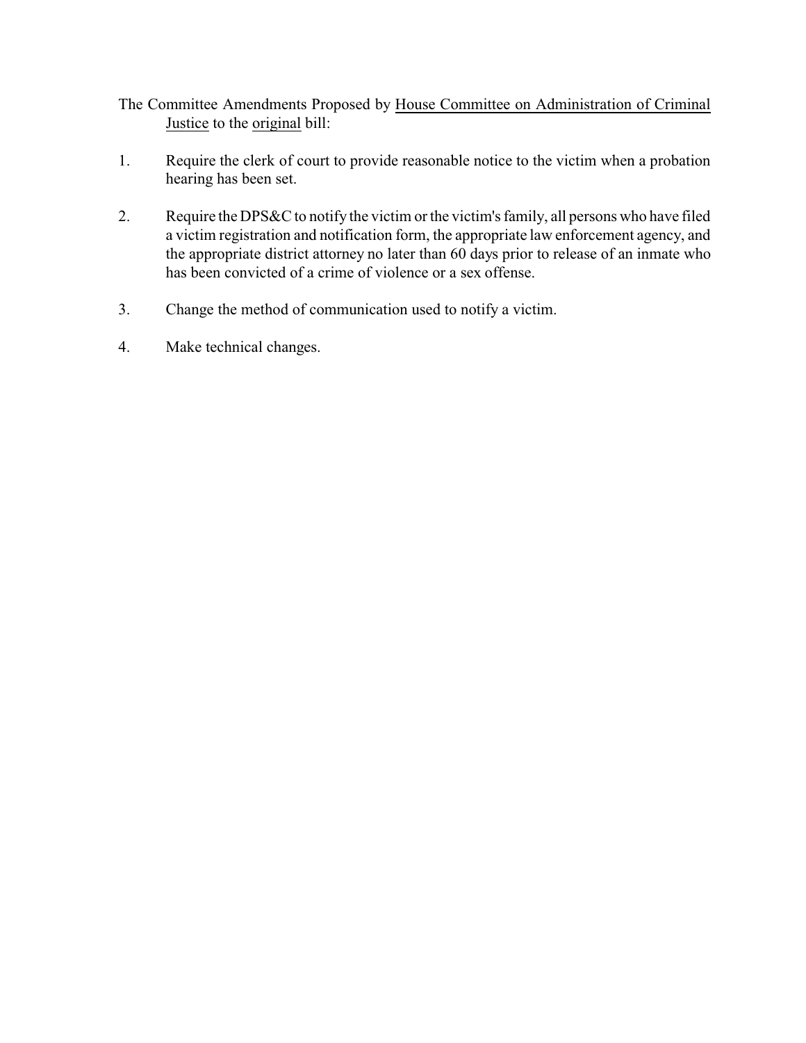The Committee Amendments Proposed by <u>House Committee on Administration of Criminal Justice</u> to the <u>original</u> bill:

1. Require the clerk of court to provide reasonable notice to the victim when a probation hearing has been set.

2. Require the DPS&C to notify the victim or the victim's family, all persons who have filed a victim registration and notification form, the appropriate law enforcement agency, and the appropriate district attorney no later than 60 days prior to release of an inmate who has been convicted of a crime of violence or a sex offense.

3. Change the method of communication used to notify a victim.

4. Make technical changes.